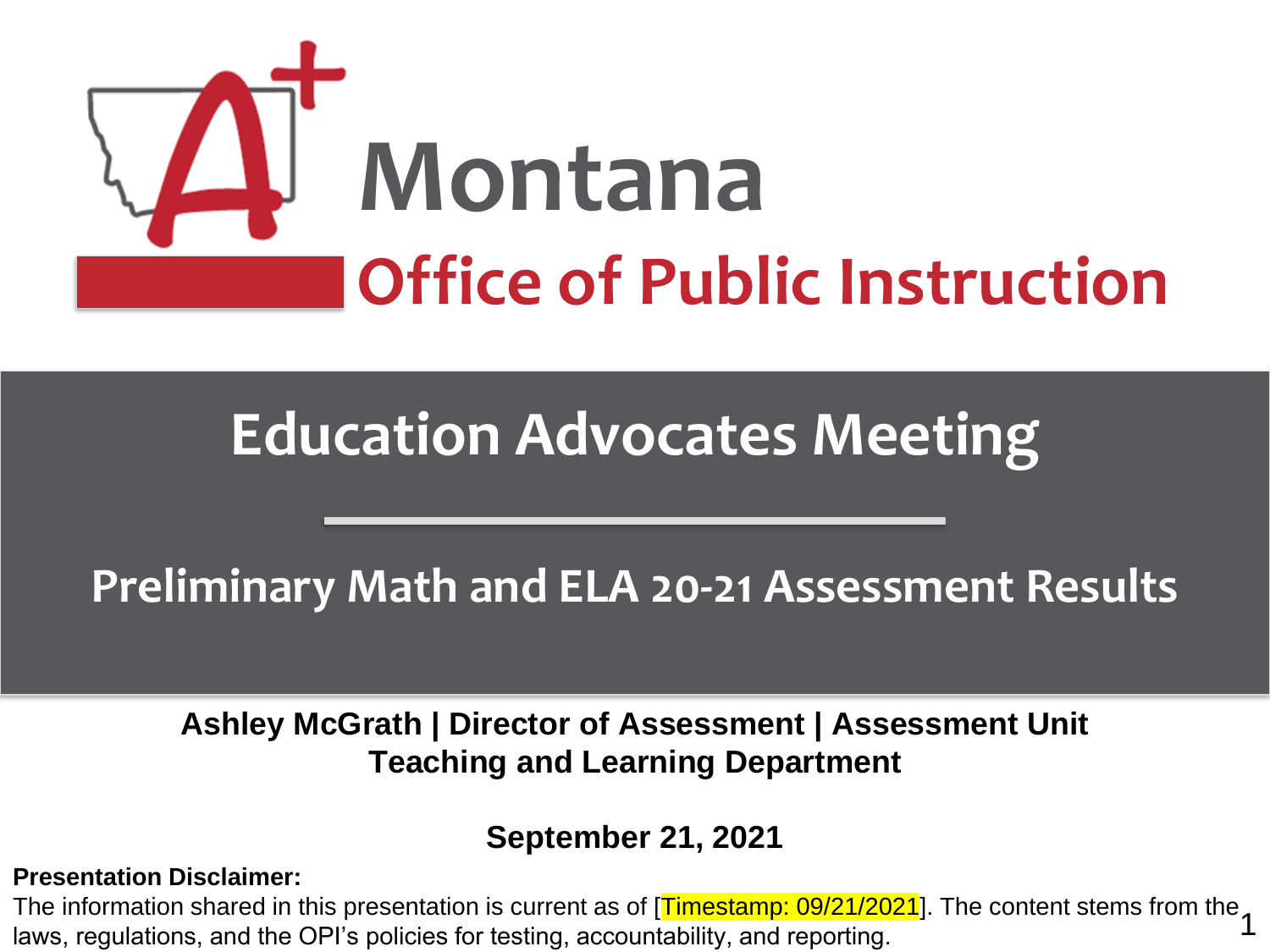Montana

Office of Public Instruction

# Education Advocates Meeting

## Preliminary Math and ELA 20-21 Assessment Results

**Ashley McGrath | Director of Assessment | Assessment Unit**
**Teaching and Learning Department**

**September 21, 2021**

**Presentation Disclaimer:**
The information shared in this presentation is current as of [Timestamp: 09/21/2021]. The content stems from the laws, regulations, and the OPI's policies for testing, accountability, and reporting.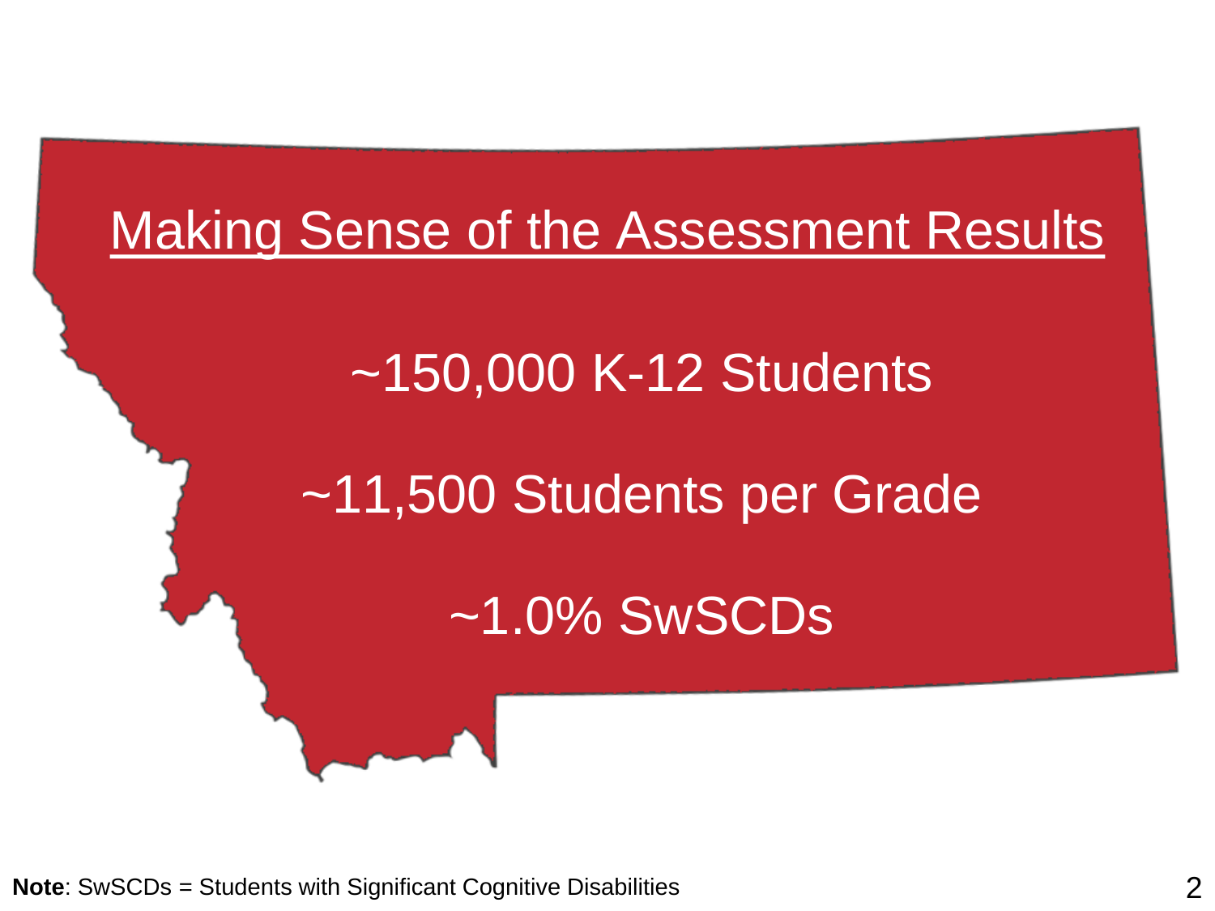# Making Sense of the Assessment Results

~150,000 K-12 Students

~11,500 Students per Grade

~1.0% SwSCDs

**Note**: SwSCDs = Students with Significant Cognitive Disabilities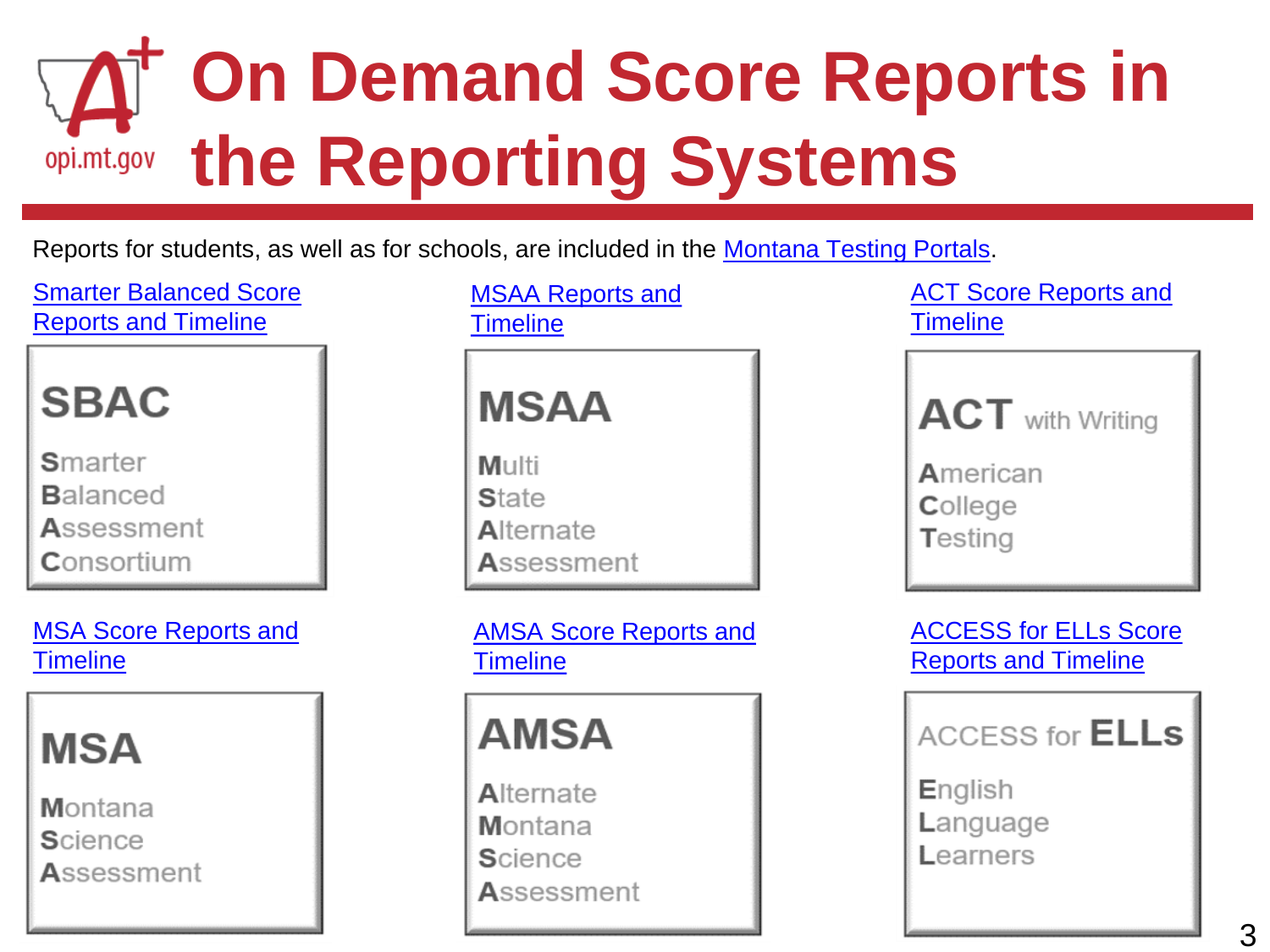# On Demand Score Reports in the Reporting Systems

Reports for students, as well as for schools, are included in the Montana Testing Portals.

Smarter Balanced Score Reports and Timeline

**SBAC**

**S**marter
**B**alanced
**A**ssessment
**C**onsortium

MSAA Reports and Timeline

**MSAA**

**M**ulti
**S**tate
**Al**ternate
**A**ssessment

ACT Score Reports and Timeline

**ACT** with Writing

**A**merican
**C**ollege
**T**esting

MSA Score Reports and Timeline

**MSA**

**M**ontana
**S**cience
**A**ssessment

AMSA Score Reports and Timeline

**AMSA**

**A**lternate
**M**ontana
**S**cience
**A**ssessment

ACCESS for ELLs Score Reports and Timeline

ACCESS for **ELLs**

**E**nglish
**L**anguage
**L**earners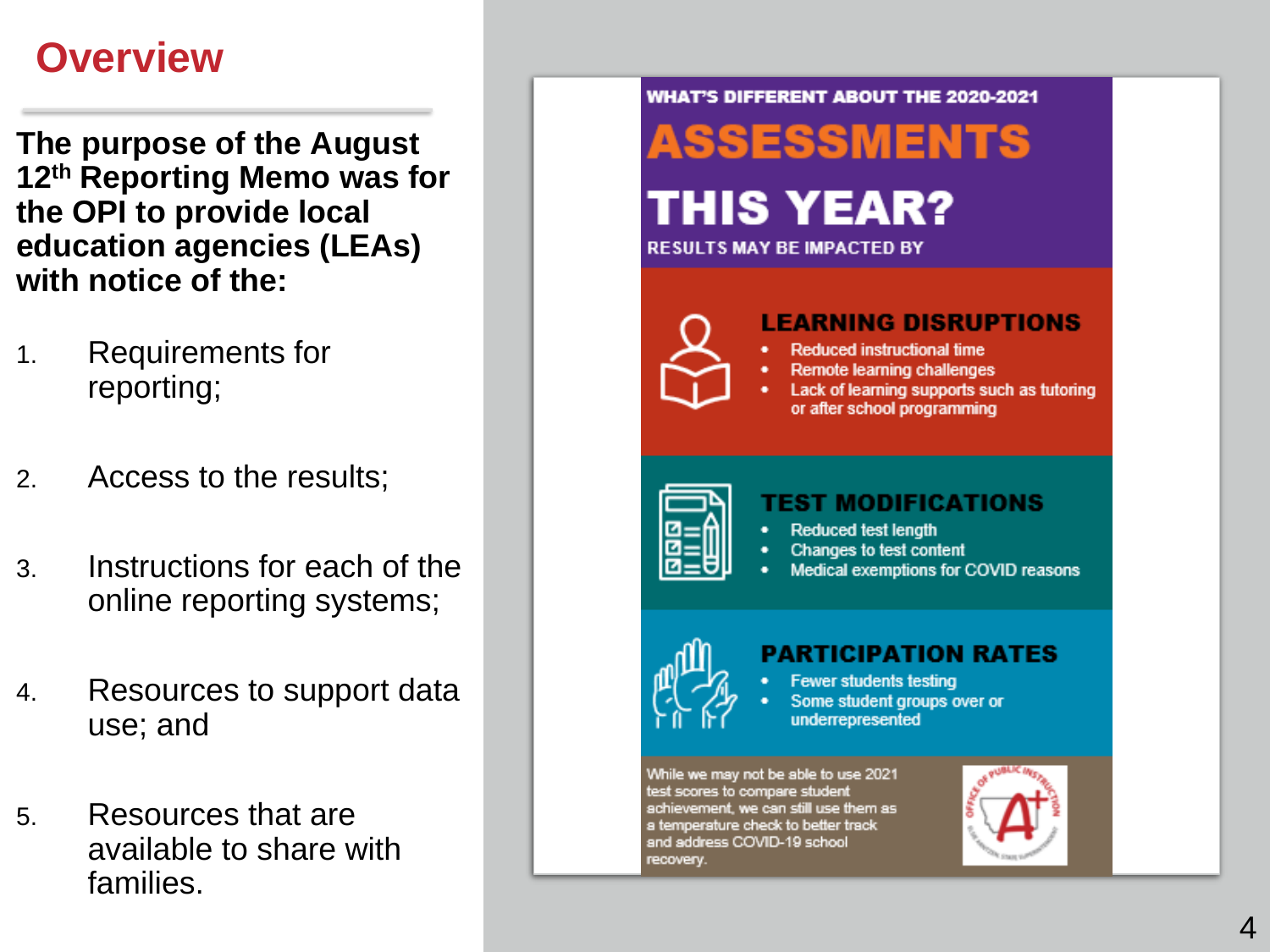# Overview

**The purpose of the August 12th Reporting Memo was for the OPI to provide local education agencies (LEAs) with notice of the:**

1. Requirements for reporting;
2. Access to the results;
3. Instructions for each of the online reporting systems;
4. Resources to support data use; and
5. Resources that are available to share with families.

WHAT'S DIFFERENT ABOUT THE 2020-2021

## ASSESSMENTS THIS YEAR?

RESULTS MAY BE IMPACTED BY

### LEARNING DISRUPTIONS

- Reduced instructional time
- Remote learning challenges
- Lack of learning supports such as tutoring or after school programming

### TEST MODIFICATIONS

- Reduced test length
- Changes to test content
- Medical exemptions for COVID reasons

### PARTICIPATION RATES

- Fewer students testing
- Some student groups over or underrepresented

While we may not be able to use 2021 test scores to compare student achievement, we can still use them as a temperature check to better track and address COVID-19 school recovery.

OFFICE OF PUBLIC INSTRUCTION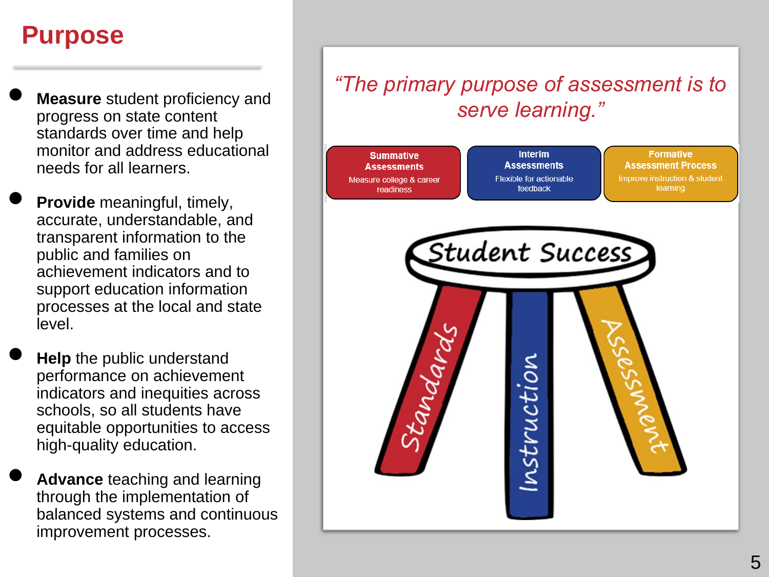# Purpose

- **Measure** student proficiency and progress on state content standards over time and help monitor and address educational needs for all learners.
- **Provide** meaningful, timely, accurate, understandable, and transparent information to the public and families on achievement indicators and to support education information processes at the local and state level.
- **Help** the public understand performance on achievement indicators and inequities across schools, so all students have equitable opportunities to access high-quality education.
- **Advance** teaching and learning through the implementation of balanced systems and continuous improvement processes.

*"The primary purpose of assessment is to serve learning."*

| Summative Assessments | Interim Assessments | Formative Assessment Process |
|---|---|---|
| Measure college & career readiness | Flexible for actionable feedback | Improve instruction & student learning |

Student Success

Standards | Instruction | Assessment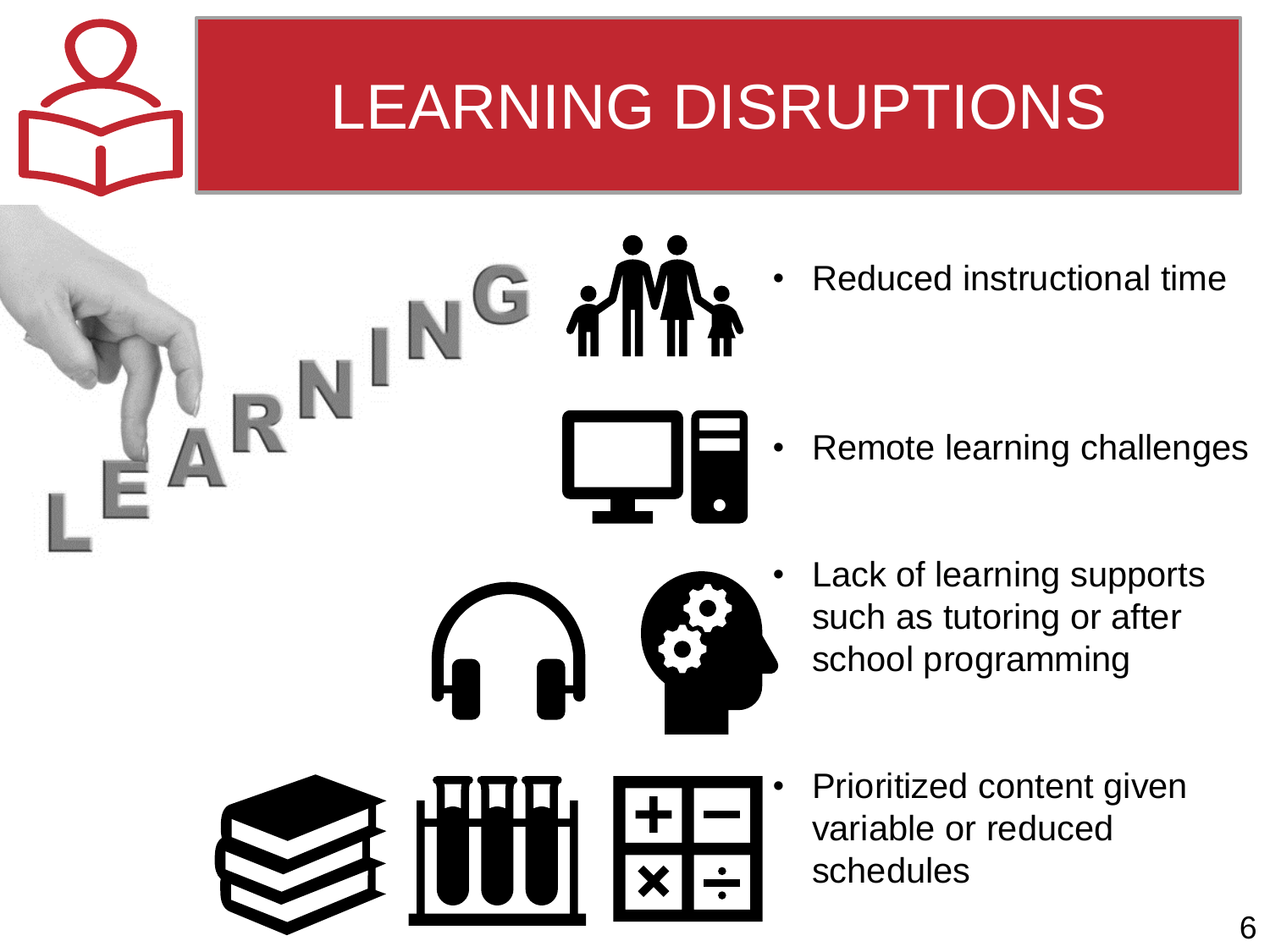# LEARNING DISRUPTIONS

- Reduced instructional time
- Remote learning challenges
- Lack of learning supports such as tutoring or after school programming
- Prioritized content given variable or reduced schedules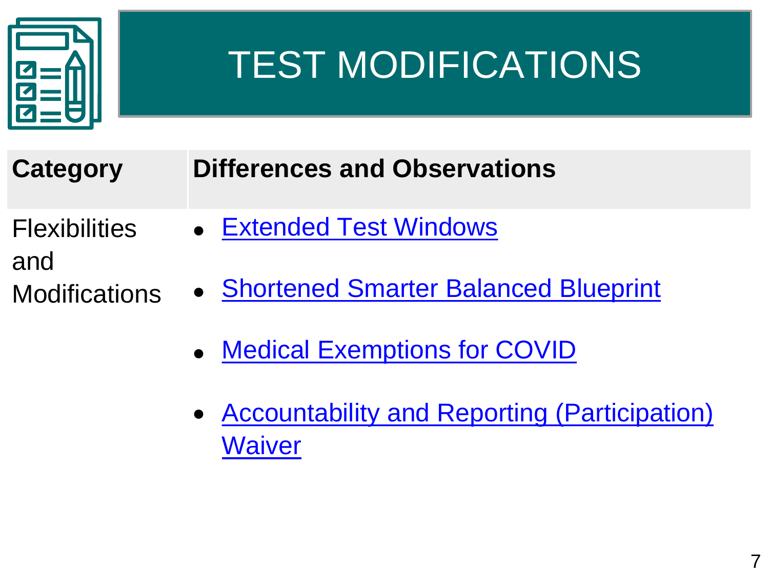# TEST MODIFICATIONS

| Category | Differences and Observations |
| --- | --- |
| Flexibilities and Modifications | • Extended Test Windows<br>• Shortened Smarter Balanced Blueprint<br>• Medical Exemptions for COVID<br>• Accountability and Reporting (Participation) Waiver |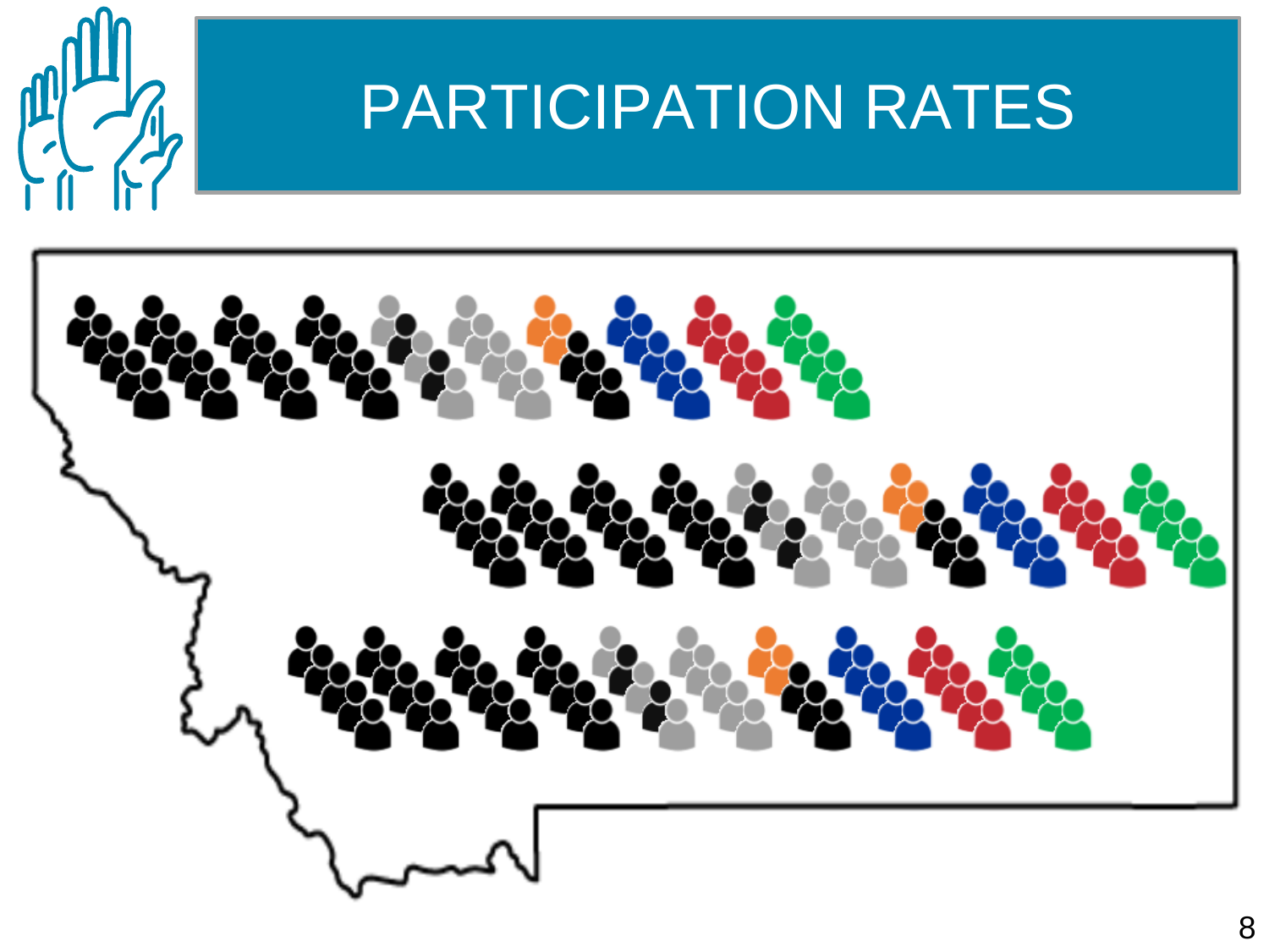# PARTICIPATION RATES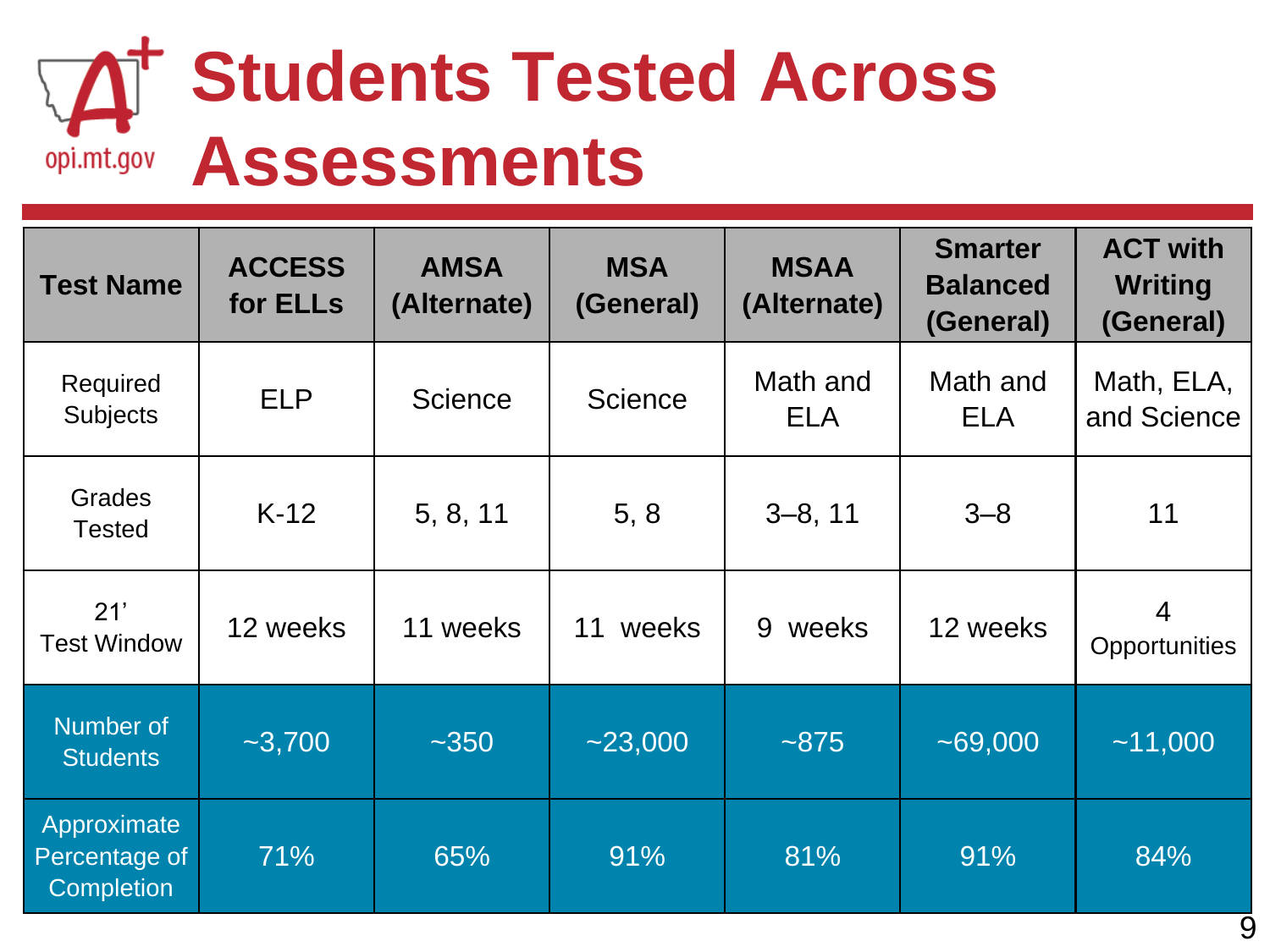# Students Tested Across Assessments

| Test Name | ACCESS for ELLs | AMSA (Alternate) | MSA (General) | MSAA (Alternate) | Smarter Balanced (General) | ACT with Writing (General) |
|---|---|---|---|---|---|---|
| Required Subjects | ELP | Science | Science | Math and ELA | Math and ELA | Math, ELA, and Science |
| Grades Tested | K-12 | 5, 8, 11 | 5, 8 | 3–8, 11 | 3–8 | 11 |
| 21' Test Window | 12 weeks | 11 weeks | 11 weeks | 9 weeks | 12 weeks | 4 Opportunities |
| Number of Students | ~3,700 | ~350 | ~23,000 | ~875 | ~69,000 | ~11,000 |
| Approximate Percentage of Completion | 71% | 65% | 91% | 81% | 91% | 84% |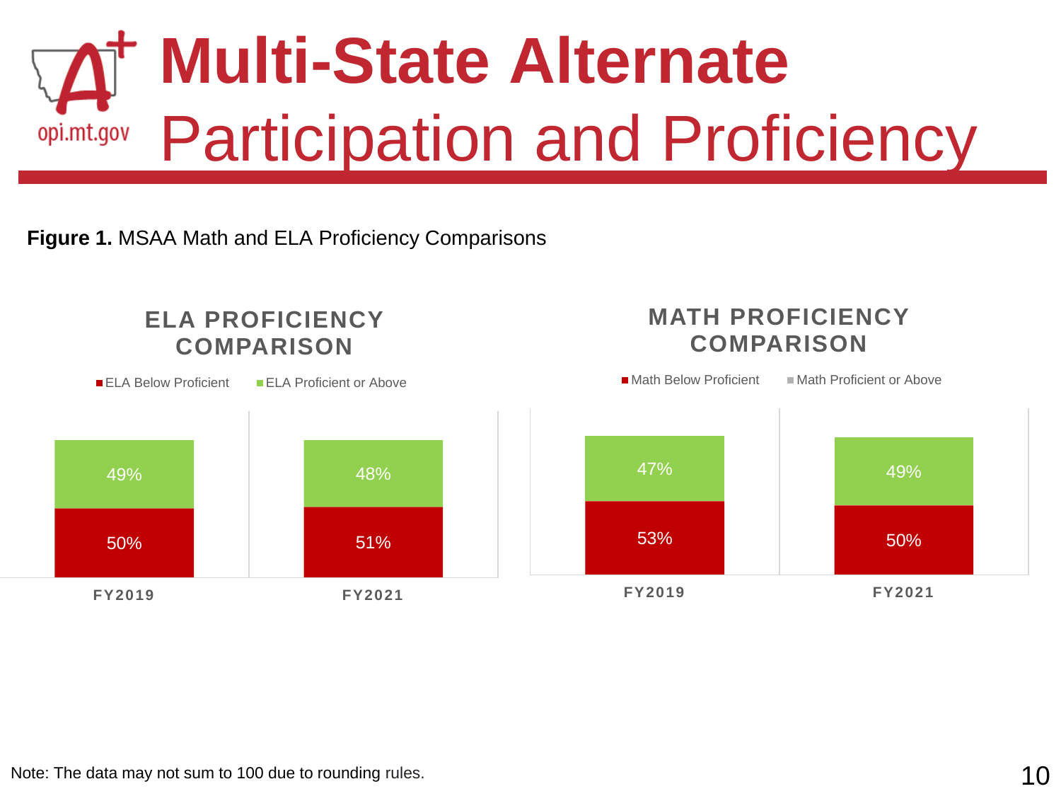# Multi-State Alternate Participation and Proficiency

**Figure 1.** MSAA Math and ELA Proficiency Comparisons

**ELA PROFICIENCY COMPARISON**

| | ELA Below Proficient | ELA Proficient or Above |
|---|---|---|
| FY2019 | 50% | 49% |
| FY2021 | 51% | 48% |

**MATH PROFICIENCY COMPARISON**

| | Math Below Proficient | Math Proficient or Above |
|---|---|---|
| FY2019 | 53% | 47% |
| FY2021 | 50% | 49% |

Note: The data may not sum to 100 due to rounding rules.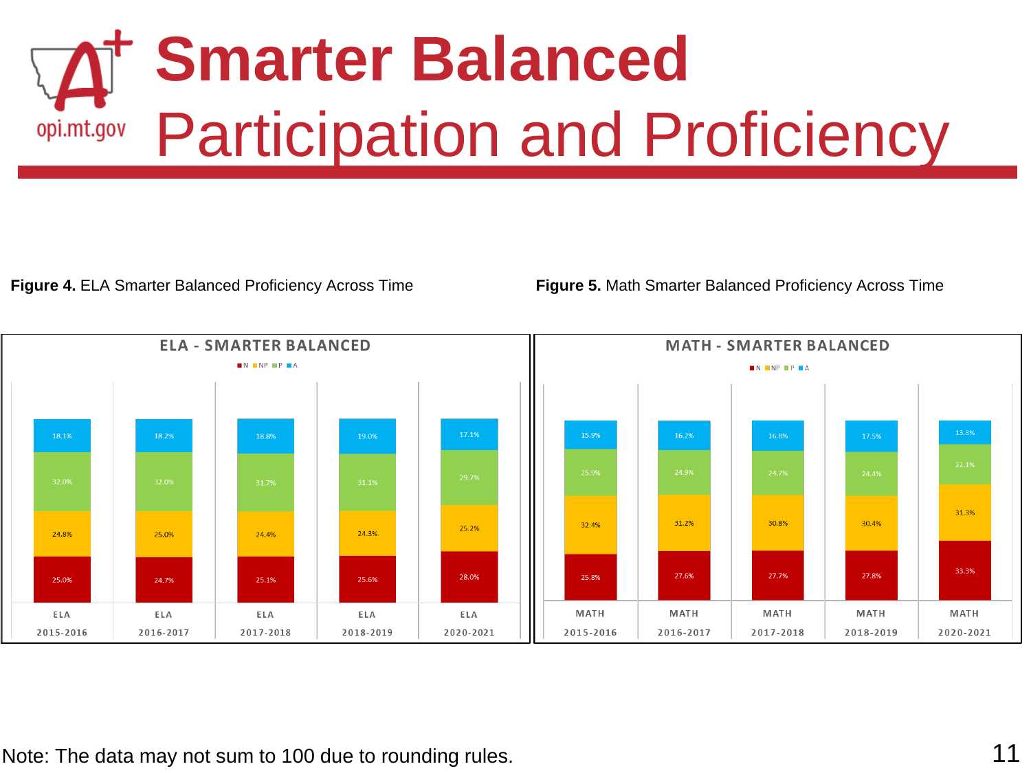# Smarter Balanced Participation and Proficiency

**Figure 4.** ELA Smarter Balanced Proficiency Across Time

ELA - SMARTER BALANCED

| | N | NP | P | A |
|---|---|---|---|---|
| ELA 2015-2016 | 25.0% | 24.8% | 32.0% | 18.1% |
| ELA 2016-2017 | 24.7% | 25.0% | 32.0% | 18.2% |
| ELA 2017-2018 | 25.1% | 24.4% | 31.7% | 18.8% |
| ELA 2018-2019 | 25.6% | 24.3% | 31.1% | 19.0% |
| ELA 2020-2021 | 28.0% | 25.2% | 29.7% | 17.1% |

**Figure 5.** Math Smarter Balanced Proficiency Across Time

MATH - SMARTER BALANCED

| | N | NP | P | A |
|---|---|---|---|---|
| MATH 2015-2016 | 25.8% | 32.4% | 25.9% | 15.9% |
| MATH 2016-2017 | 27.6% | 31.2% | 24.9% | 16.2% |
| MATH 2017-2018 | 27.7% | 30.8% | 24.7% | 16.8% |
| MATH 2018-2019 | 27.8% | 30.4% | 24.4% | 17.5% |
| MATH 2020-2021 | 33.3% | 31.3% | 22.1% | 13.3% |

Note: The data may not sum to 100 due to rounding rules.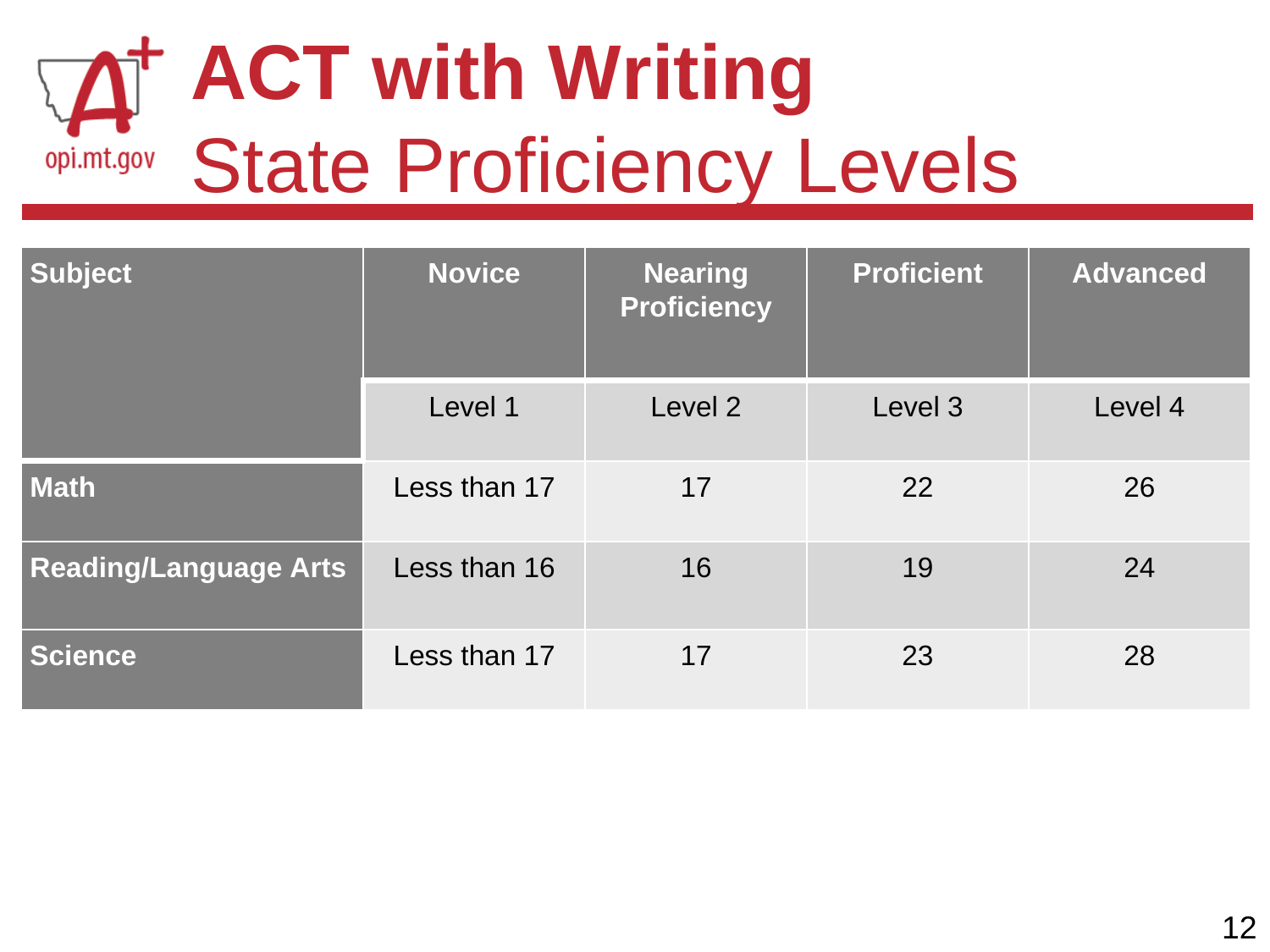# ACT with Writing

## State Proficiency Levels

| Subject | Novice | Nearing Proficiency | Proficient | Advanced |
|---|---|---|---|---|
| | Level 1 | Level 2 | Level 3 | Level 4 |
| **Math** | Less than 17 | 17 | 22 | 26 |
| **Reading/Language Arts** | Less than 16 | 16 | 19 | 24 |
| **Science** | Less than 17 | 17 | 23 | 28 |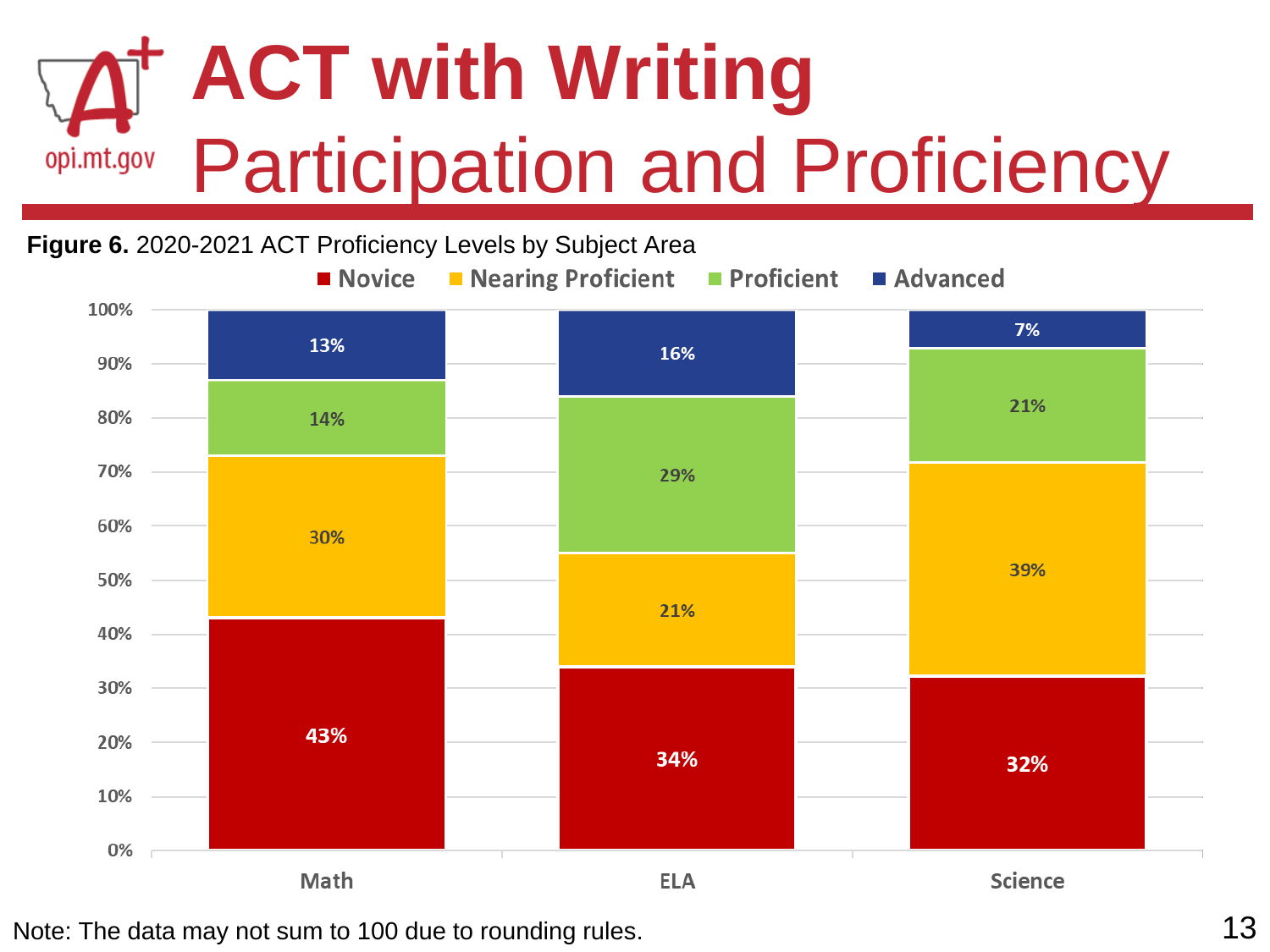# ACT with Writing

## Participation and Proficiency

**Figure 6.** 2020-2021 ACT Proficiency Levels by Subject Area

| Subject | Novice | Nearing Proficient | Proficient | Advanced |
|---|---|---|---|---|
| Math | 43% | 30% | 14% | 13% |
| ELA | 34% | 21% | 29% | 16% |
| Science | 32% | 39% | 21% | 7% |

Note: The data may not sum to 100 due to rounding rules.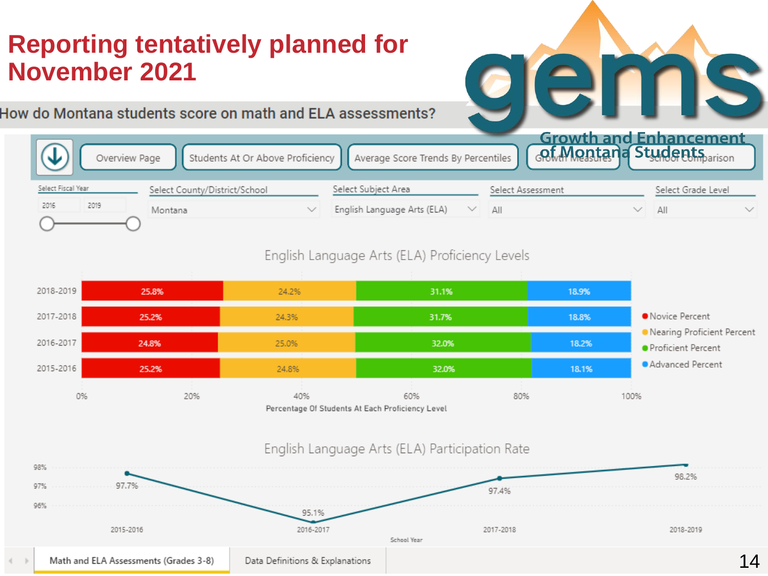# Reporting tentatively planned for November 2021

gems — Growth and Enhancement of Montana Students

## How do Montana students score on math and ELA assessments?

Overview Page | Students At Or Above Proficiency | Average Score Trends By Percentiles | Growth Measures | School Comparison

Select Fiscal Year: 2016 – 2019
Select County/District/School: Montana
Select Subject Area: English Language Arts (ELA)
Select Assessment: All
Select Grade Level: All

### English Language Arts (ELA) Proficiency Levels

| School Year | Novice Percent | Nearing Proficient Percent | Proficient Percent | Advanced Percent |
|---|---|---|---|---|
| 2018-2019 | 25.8% | 24.2% | 31.1% | 18.9% |
| 2017-2018 | 25.2% | 24.3% | 31.7% | 18.8% |
| 2016-2017 | 24.8% | 25.0% | 32.0% | 18.2% |
| 2015-2016 | 25.2% | 24.8% | 32.0% | 18.1% |

Percentage Of Students At Each Proficiency Level

### English Language Arts (ELA) Participation Rate

| School Year | Participation Rate |
|---|---|
| 2015-2016 | 97.7% |
| 2016-2017 | 95.1% |
| 2017-2018 | 97.4% |
| 2018-2019 | 98.2% |

Math and ELA Assessments (Grades 3-8) | Data Definitions & Explanations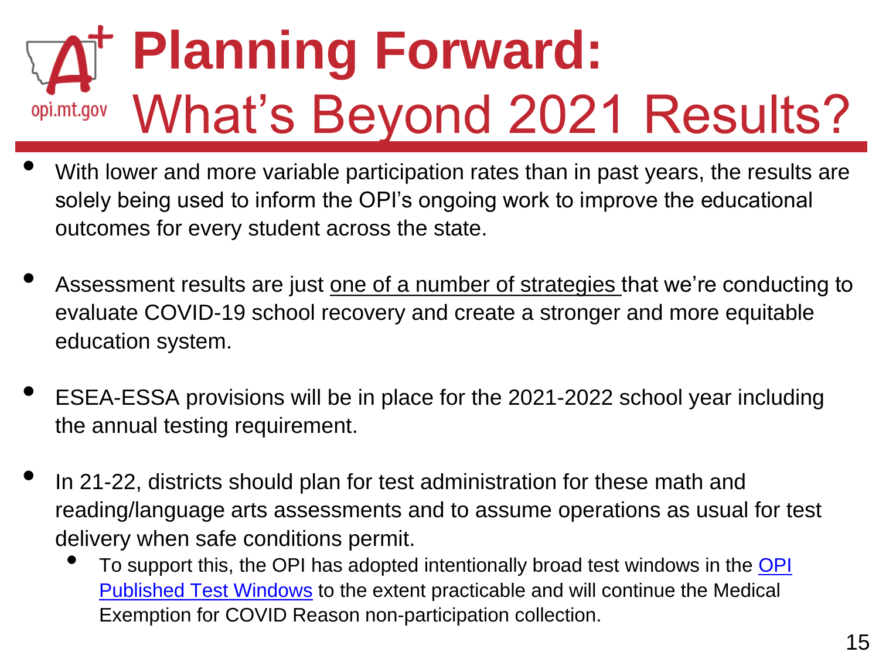# Planning Forward: What's Beyond 2021 Results?

- With lower and more variable participation rates than in past years, the results are solely being used to inform the OPI's ongoing work to improve the educational outcomes for every student across the state.
- Assessment results are just one of a number of strategies that we're conducting to evaluate COVID-19 school recovery and create a stronger and more equitable education system.
- ESEA-ESSA provisions will be in place for the 2021-2022 school year including the annual testing requirement.
- In 21-22, districts should plan for test administration for these math and reading/language arts assessments and to assume operations as usual for test delivery when safe conditions permit.
  - To support this, the OPI has adopted intentionally broad test windows in the OPI Published Test Windows to the extent practicable and will continue the Medical Exemption for COVID Reason non-participation collection.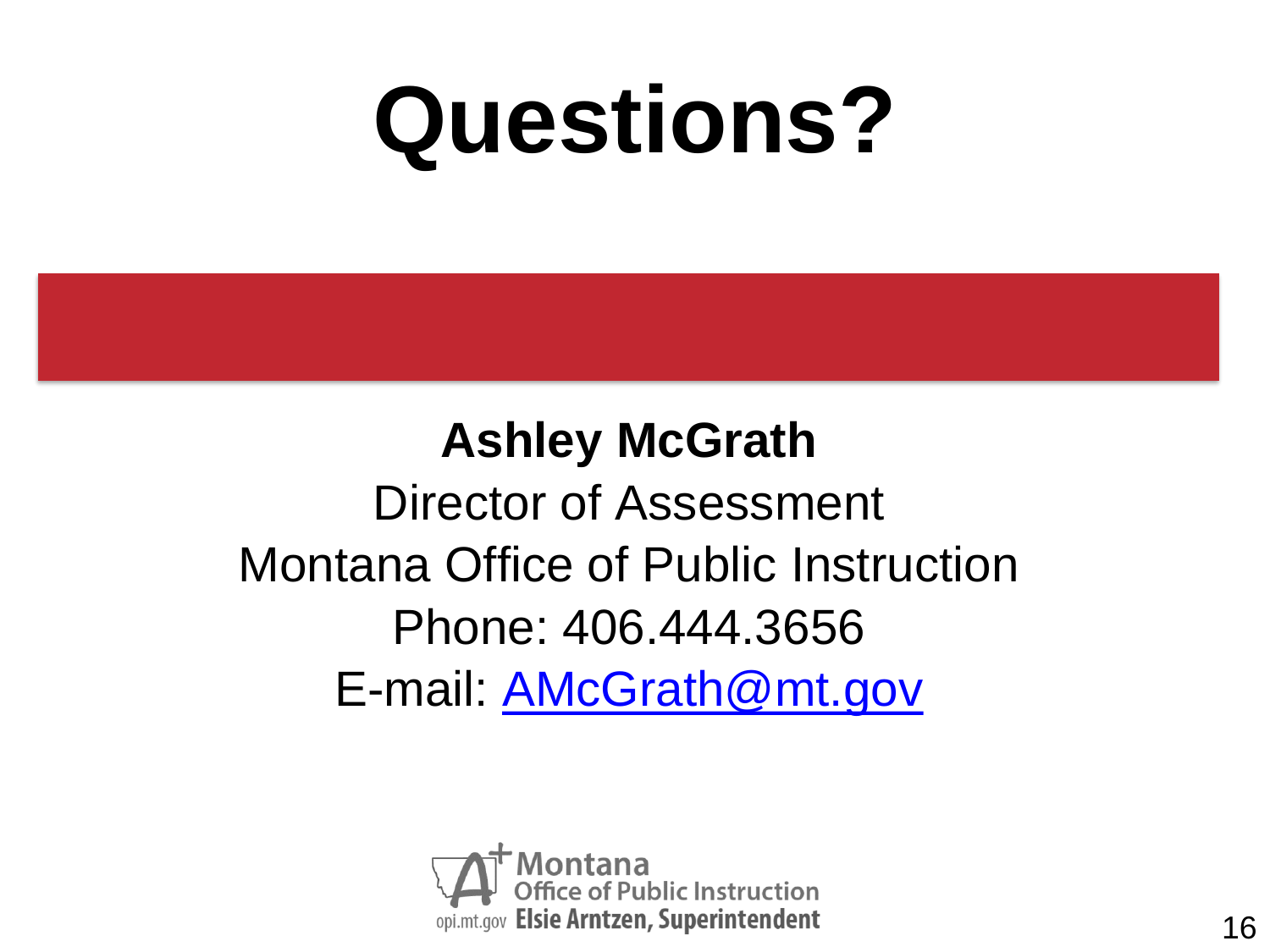# Questions?

**Ashley McGrath**

Director of Assessment

Montana Office of Public Instruction

Phone: 406.444.3656

E-mail: AMcGrath@mt.gov

Montana Office of Public Instruction
opi.mt.gov Elsie Arntzen, Superintendent